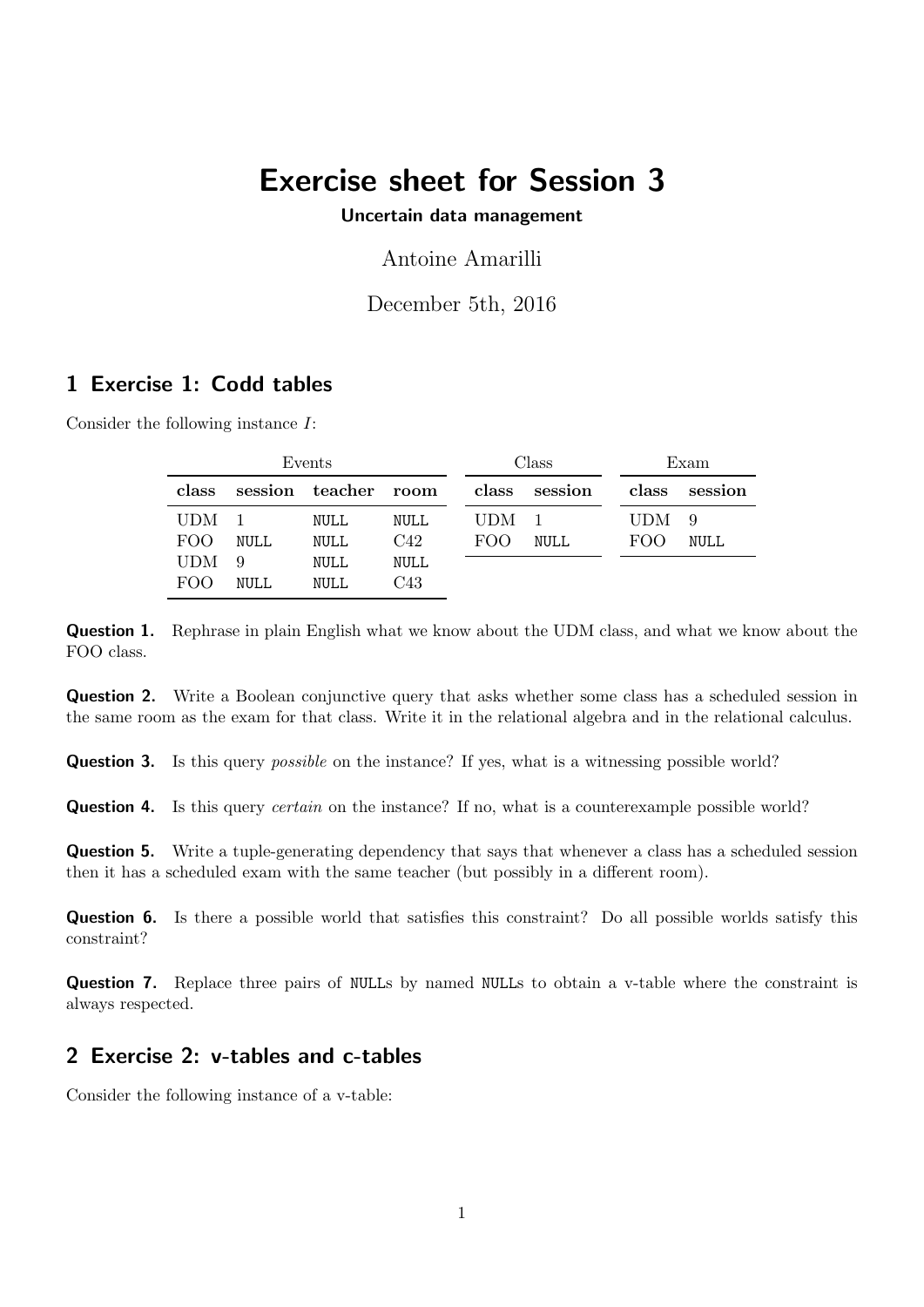# Exercise sheet for Session 3

**Uncertain data management**

Antoine Amarilli

December 5th, 2016

## 1 Exercise 1: Codd tables

Consider the following instance $I$:

**Events**

| class | session | teacher | room |
|---|---|---|---|
| UDM | 1 | NULL | NULL |
| FOO | NULL | NULL | C42 |
| UDM | 9 | NULL | NULL |
| FOO | NULL | NULL | C43 |

**Class**

| class | session |
|---|---|
| UDM | 1 |
| FOO | NULL |

**Exam**

| class | session |
|---|---|
| UDM | 9 |
| FOO | NULL |

**Question 1.** Rephrase in plain English what we know about the UDM class, and what we know about the FOO class.

**Question 2.** Write a Boolean conjunctive query that asks whether some class has a scheduled session in the same room as the exam for that class. Write it in the relational algebra and in the relational calculus.

**Question 3.** Is this query *possible* on the instance? If yes, what is a witnessing possible world?

**Question 4.** Is this query *certain* on the instance? If no, what is a counterexample possible world?

**Question 5.** Write a tuple-generating dependency that says that whenever a class has a scheduled session then it has a scheduled exam with the same teacher (but possibly in a different room).

**Question 6.** Is there a possible world that satisfies this constraint? Do all possible worlds satisfy this constraint?

**Question 7.** Replace three pairs of NULLs by named NULLs to obtain a v-table where the constraint is always respected.

## 2 Exercise 2: v-tables and c-tables

Consider the following instance of a v-table: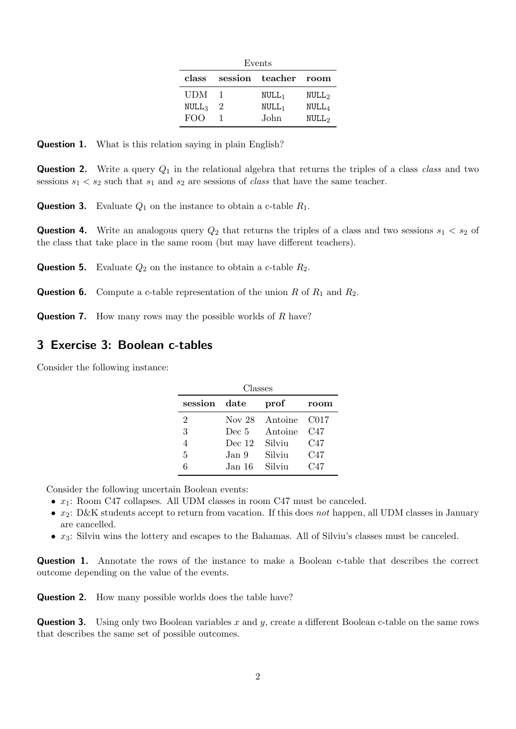Events

| class | session | teacher | room |
|---|---|---|---|
| UDM | 1 | $\mathtt{NULL}_1$ | $\mathtt{NULL}_2$ |
| $\mathtt{NULL}_3$ | 2 | $\mathtt{NULL}_1$ | $\mathtt{NULL}_4$ |
| FOO | 1 | John | $\mathtt{NULL}_2$ |

**Question 1.** What is this relation saying in plain English?

**Question 2.** Write a query $Q_1$ in the relational algebra that returns the triples of a class *class* and two sessions $s_1 < s_2$ such that $s_1$ and $s_2$ are sessions of *class* that have the same teacher.

**Question 3.** Evaluate $Q_1$ on the instance to obtain a c-table $R_1$.

**Question 4.** Write an analogous query $Q_2$ that returns the triples of a class and two sessions $s_1 < s_2$ of the class that take place in the same room (but may have different teachers).

**Question 5.** Evaluate $Q_2$ on the instance to obtain a c-table $R_2$.

**Question 6.** Compute a c-table representation of the union $R$ of $R_1$ and $R_2$.

**Question 7.** How many rows may the possible worlds of $R$ have?

## 3 Exercise 3: Boolean c-tables

Consider the following instance:

Classes

| session | date | prof | room |
|---|---|---|---|
| 2 | Nov 28 | Antoine | C017 |
| 3 | Dec 5 | Antoine | C47 |
| 4 | Dec 12 | Silviu | C47 |
| 5 | Jan 9 | Silviu | C47 |
| 6 | Jan 16 | Silviu | C47 |

Consider the following uncertain Boolean events:

- $x_1$: Room C47 collapses. All UDM classes in room C47 must be canceled.
- $x_2$: D&K students accept to return from vacation. If this does *not* happen, all UDM classes in January are cancelled.
- $x_3$: Silviu wins the lottery and escapes to the Bahamas. All of Silviu's classes must be canceled.

**Question 1.** Annotate the rows of the instance to make a Boolean c-table that describes the correct outcome depending on the value of the events.

**Question 2.** How many possible worlds does the table have?

**Question 3.** Using only two Boolean variables $x$ and $y$, create a different Boolean c-table on the same rows that describes the same set of possible outcomes.